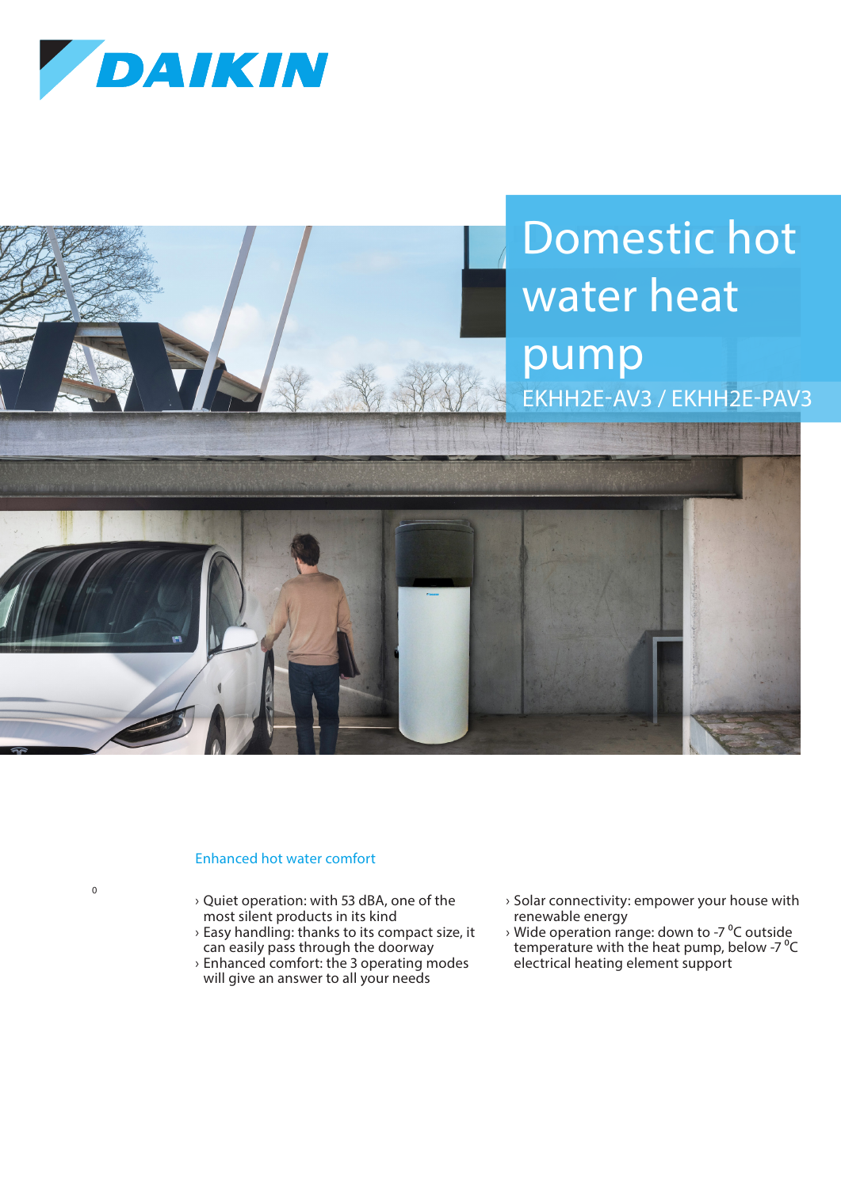DAIKIN

# Domestic hot water heat pump

EKHH2E-AV3 / EKHH2E-PAV3

## Enhanced hot water comfort

0

- Quiet operation: with 53 dBA, one of the most silent products in its kind
- Easy handling: thanks to its compact size, it can easily pass through the doorway
- Enhanced comfort: the 3 operating modes will give an answer to all your needs
- Solar connectivity: empower your house with renewable energy
- Wide operation range: down to -7 °C outside temperature with the heat pump, below -7 °C electrical heating element support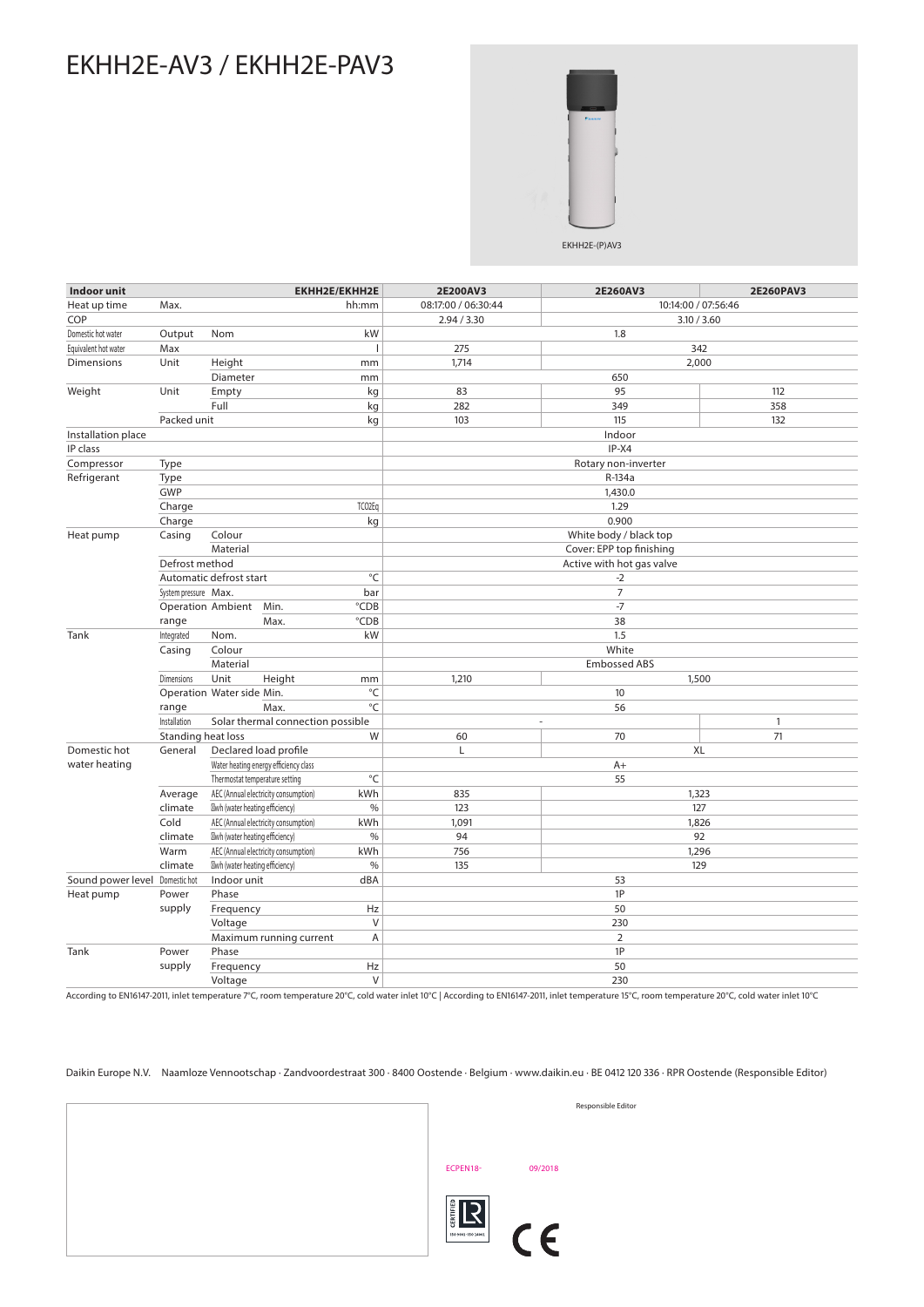# EKHH2E-AV3 / EKHH2E-PAV3

EKHH2E-(P)AV3

| Indoor unit | | | | EKHH2E/EKHH2E | 2E200AV3 | 2E260AV3 | 2E260PAV3 |
|---|---|---|---|---|---|---|---|
| Heat up time | Max. | | | hh:mm | 08:17:00 / 06:30:44 | 10:14:00 / 07:56:46 | |
| COP | | | | | 2.94 / 3.30 | 3.10 / 3.60 | |
| Domestic hot water | Output | Nom | | kW | 1.8 | | |
| Equivalent hot water | Max | | | l | 275 | 342 | |
| Dimensions | Unit | Height | | mm | 1,714 | 2,000 | |
| | | Diameter | | mm | 650 | | |
| Weight | Unit | Empty | | kg | 83 | 95 | 112 |
| | | Full | | kg | 282 | 349 | 358 |
| | Packed unit | | | kg | 103 | 115 | 132 |
| Installation place | | | | | Indoor | | |
| IP class | | | | | IP-X4 | | |
| Compressor | Type | | | | Rotary non-inverter | | |
| Refrigerant | Type | | | | R-134a | | |
| | GWP | | | | 1,430.0 | | |
| | Charge | | | TCO2Eq | 1.29 | | |
| | Charge | | | kg | 0.900 | | |
| Heat pump | Casing | Colour | | | White body / black top | | |
| | | Material | | | Cover: EPP top finishing | | |
| | Defrost method | | | | Active with hot gas valve | | |
| | Automatic defrost start | | | °C | -2 | | |
| | System pressure | Max. | | bar | 7 | | |
| | Operation range | Ambient | Min. | °CDB | -7 | | |
| | | | Max. | °CDB | 38 | | |
| Tank | Integrated | Nom. | | kW | 1.5 | | |
| | Casing | Colour | | | White | | |
| | | Material | | | Embossed ABS | | |
| | Dimensions | Unit | Height | mm | 1,210 | 1,500 | |
| | Operation range | Water side | Min. | °C | 10 | | |
| | | | Max. | °C | 56 | | |
| | Installation | Solar thermal connection possible | | | - | | 1 |
| | Standing heat loss | | | W | 60 | 70 | 71 |
| Domestic hot water heating | General | Declared load profile | | | L | XL | |
| | | Water heating energy efficiency class | | | A+ | | |
| | | Thermostat temperature setting | | °C | 55 | | |
| | Average climate | AEC (Annual electricity consumption) | | kWh | 835 | 1,323 | |
| | | ηwh (water heating efficiency) | | % | 123 | 127 | |
| | Cold climate | AEC (Annual electricity consumption) | | kWh | 1,091 | 1,826 | |
| | | ηwh (water heating efficiency) | | % | 94 | 92 | |
| | Warm climate | AEC (Annual electricity consumption) | | kWh | 756 | 1,296 | |
| | | ηwh (water heating efficiency) | | % | 135 | 129 | |
| Sound power level | Domestic hot | Indoor unit | | dBA | 53 | | |
| Heat pump | Power supply | Phase | | | 1P | | |
| | | Frequency | | Hz | 50 | | |
| | | Voltage | | V | 230 | | |
| | | Maximum running current | | A | 2 | | |
| Tank | Power supply | Phase | | | 1P | | |
| | | Frequency | | Hz | 50 | | |
| | | Voltage | | V | 230 | | |

According to EN16147-2011, inlet temperature 7°C, room temperature 20°C, cold water inlet 10°C | According to EN16147-2011, inlet temperature 15°C, room temperature 20°C, cold water inlet 10°C

Daikin Europe N.V. Naamloze Vennootschap · Zandvoordestraat 300 · 8400 Oostende · Belgium · www.daikin.eu · BE 0412 120 336 · RPR Oostende (Responsible Editor)

Responsible Editor

ECPEN18- 09/2018